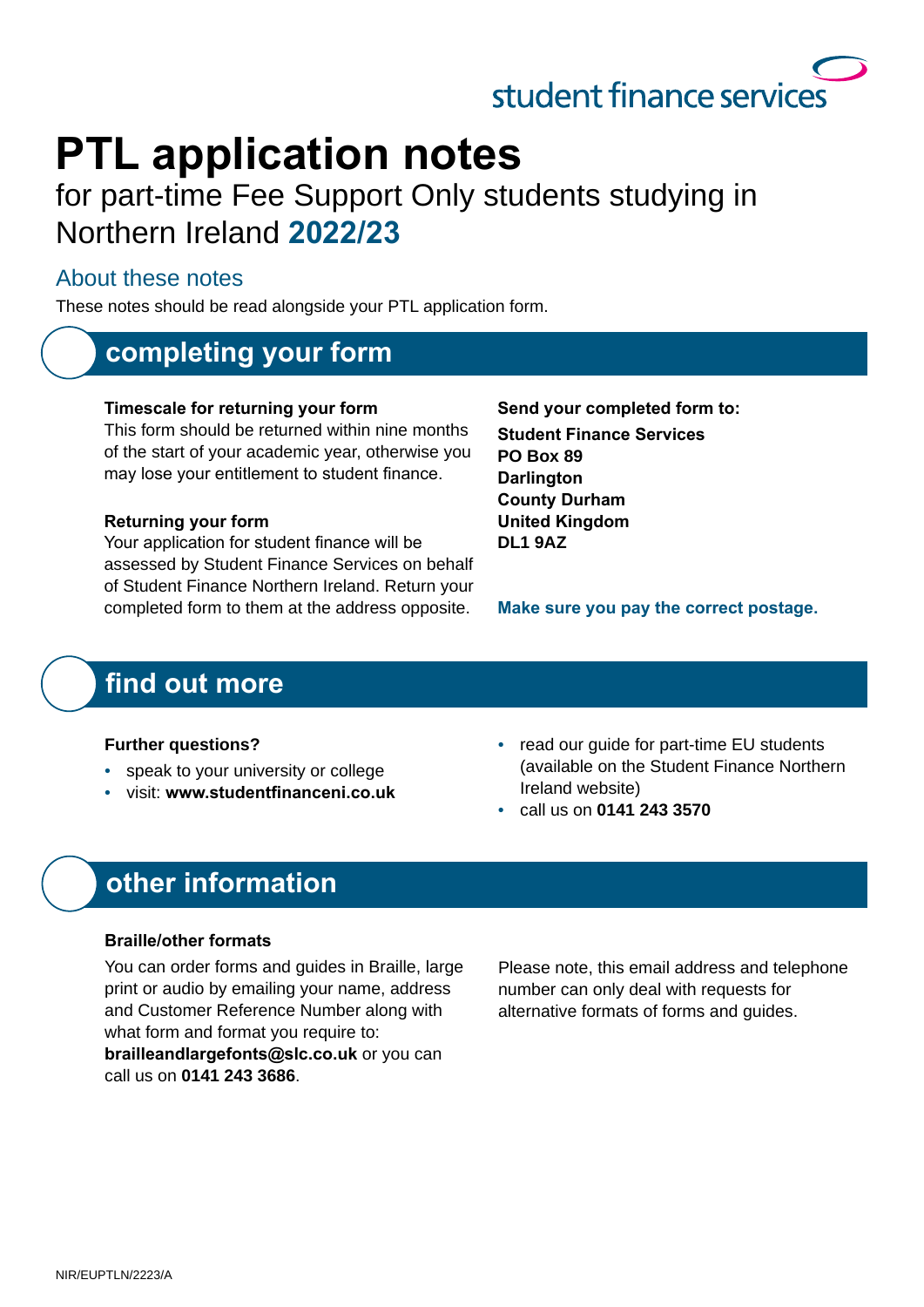student finance services

# PTL application notes

for part-time Fee Support Only students studying in Northern Ireland **2022/23**

### About these notes

These notes should be read alongside your PTL application form.

## completing your form

**Timescale for returning your form**

This form should be returned within nine months of the start of your academic year, otherwise you may lose your entitlement to student finance.

**Returning your form**

Your application for student finance will be assessed by Student Finance Services on behalf of Student Finance Northern Ireland. Return your completed form to them at the address opposite.

**Send your completed form to:**

**Student Finance Services**
**PO Box 89**
**Darlington**
**County Durham**
**United Kingdom**
**DL1 9AZ**

**Make sure you pay the correct postage.**

## find out more

**Further questions?**

- speak to your university or college
- visit: **www.studentfinanceni.co.uk**
- read our guide for part-time EU students (available on the Student Finance Northern Ireland website)
- call us on **0141 243 3570**

## other information

**Braille/other formats**

You can order forms and guides in Braille, large print or audio by emailing your name, address and Customer Reference Number along with what form and format you require to: **brailleandlargefonts@slc.co.uk** or you can call us on **0141 243 3686**.

Please note, this email address and telephone number can only deal with requests for alternative formats of forms and guides.

NIR/EUPTLN/2223/A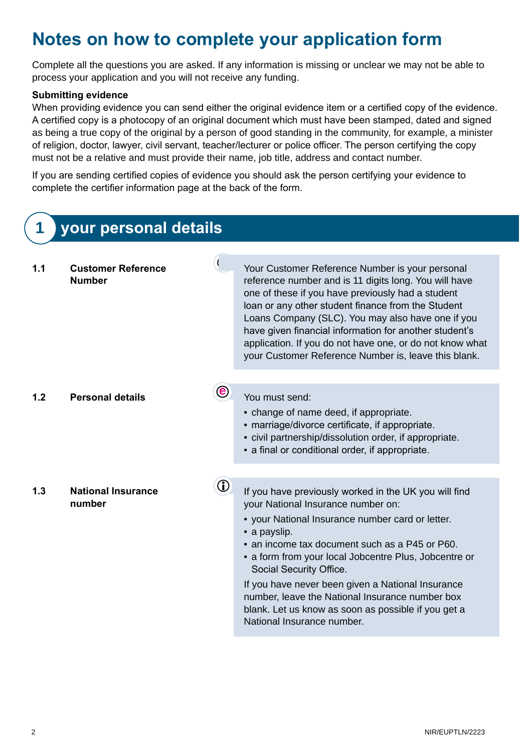# Notes on how to complete your application form

Complete all the questions you are asked. If any information is missing or unclear we may not be able to process your application and you will not receive any funding.

**Submitting evidence**

When providing evidence you can send either the original evidence item or a certified copy of the evidence. A certified copy is a photocopy of an original document which must have been stamped, dated and signed as being a true copy of the original by a person of good standing in the community, for example, a minister of religion, doctor, lawyer, civil servant, teacher/lecturer or police officer. The person certifying the copy must not be a relative and must provide their name, job title, address and contact number.

If you are sending certified copies of evidence you should ask the person certifying your evidence to complete the certifier information page at the back of the form.

## 1 your personal details

**1.1 Customer Reference Number**

Your Customer Reference Number is your personal reference number and is 11 digits long. You will have one of these if you have previously had a student loan or any other student finance from the Student Loans Company (SLC). You may also have one if you have given financial information for another student's application. If you do not have one, or do not know what your Customer Reference Number is, leave this blank.

**1.2 Personal details**

You must send:

- change of name deed, if appropriate.
- marriage/divorce certificate, if appropriate.
- civil partnership/dissolution order, if appropriate.
- a final or conditional order, if appropriate.

**1.3 National Insurance number**

If you have previously worked in the UK you will find your National Insurance number on:

- your National Insurance number card or letter.
- a payslip.
- an income tax document such as a P45 or P60.
- a form from your local Jobcentre Plus, Jobcentre or Social Security Office.

If you have never been given a National Insurance number, leave the National Insurance number box blank. Let us know as soon as possible if you get a National Insurance number.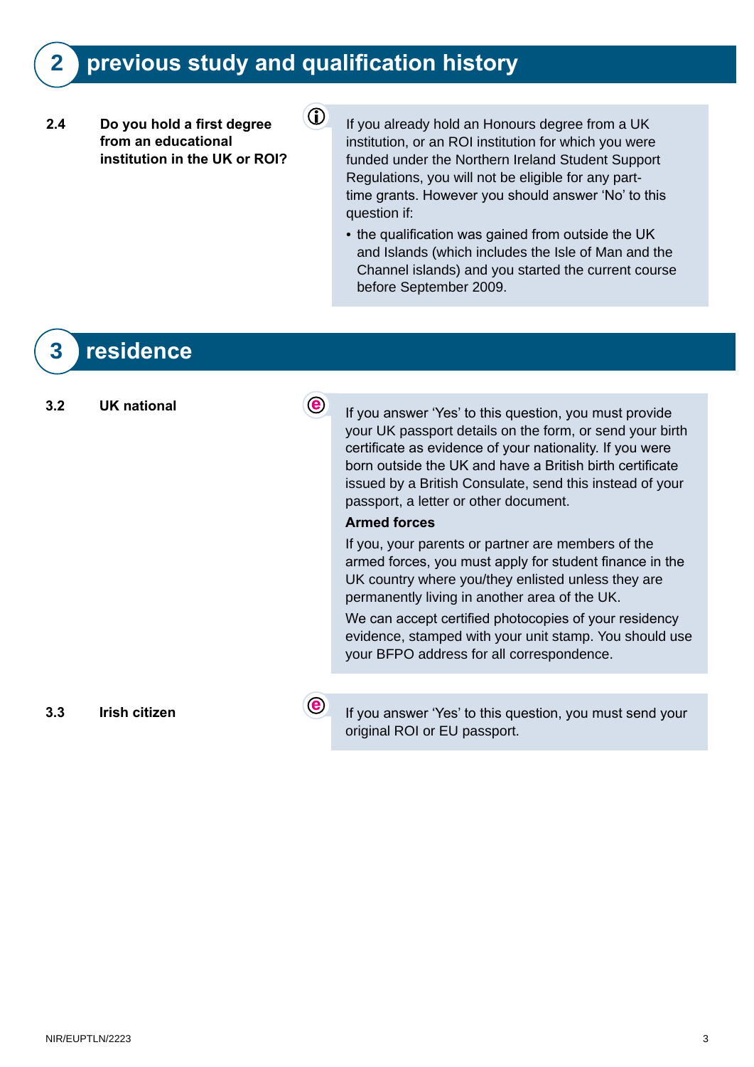## 2 previous study and qualification history

**2.4 Do you hold a first degree from an educational institution in the UK or ROI?**

If you already hold an Honours degree from a UK institution, or an ROI institution for which you were funded under the Northern Ireland Student Support Regulations, you will not be eligible for any part-time grants. However you should answer 'No' to this question if:

- the qualification was gained from outside the UK and Islands (which includes the Isle of Man and the Channel islands) and you started the current course before September 2009.

## 3 residence

**3.2 UK national**

If you answer 'Yes' to this question, you must provide your UK passport details on the form, or send your birth certificate as evidence of your nationality. If you were born outside the UK and have a British birth certificate issued by a British Consulate, send this instead of your passport, a letter or other document.

**Armed forces**

If you, your parents or partner are members of the armed forces, you must apply for student finance in the UK country where you/they enlisted unless they are permanently living in another area of the UK.

We can accept certified photocopies of your residency evidence, stamped with your unit stamp. You should use your BFPO address for all correspondence.

**3.3 Irish citizen**

If you answer 'Yes' to this question, you must send your original ROI or EU passport.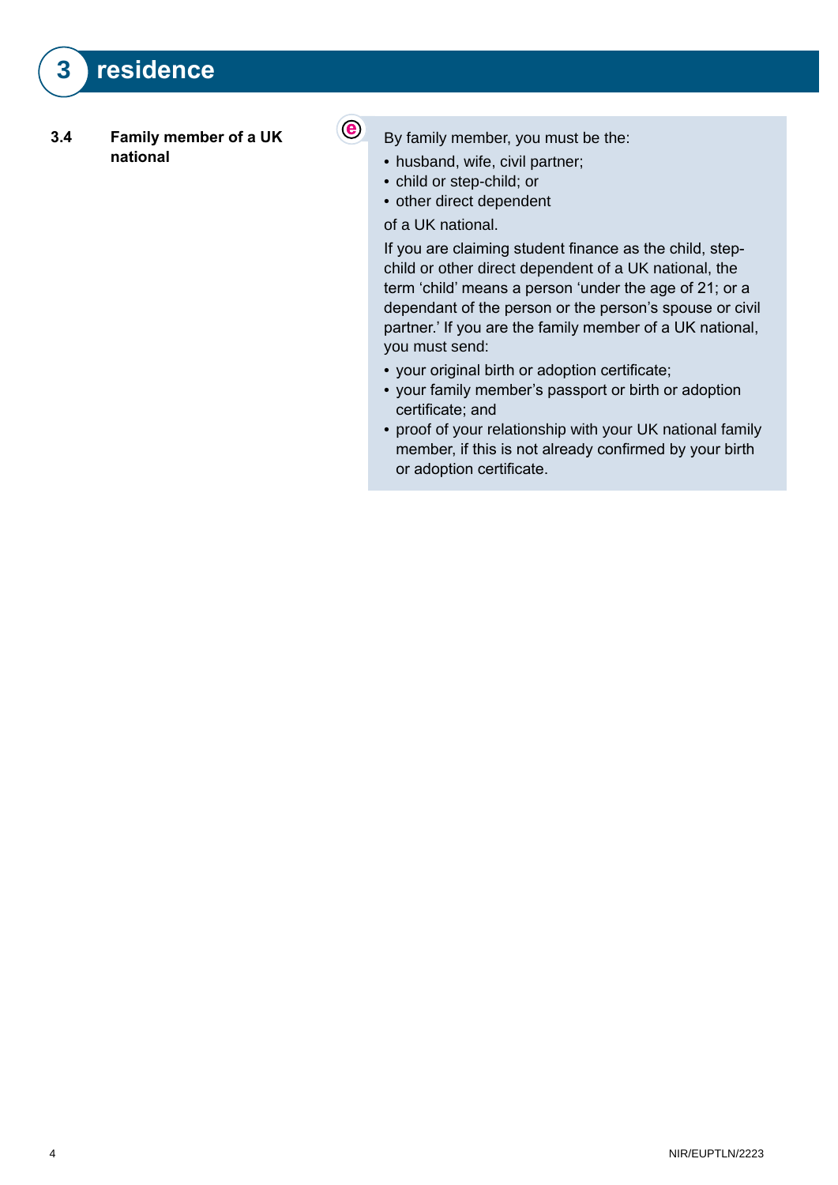## 3 residence

### 3.4 Family member of a UK national

By family member, you must be the:

- husband, wife, civil partner;
- child or step-child; or
- other direct dependent

of a UK national.

If you are claiming student finance as the child, step-child or other direct dependent of a UK national, the term 'child' means a person 'under the age of 21; or a dependant of the person or the person's spouse or civil partner.' If you are the family member of a UK national, you must send:

- your original birth or adoption certificate;
- your family member's passport or birth or adoption certificate; and
- proof of your relationship with your UK national family member, if this is not already confirmed by your birth or adoption certificate.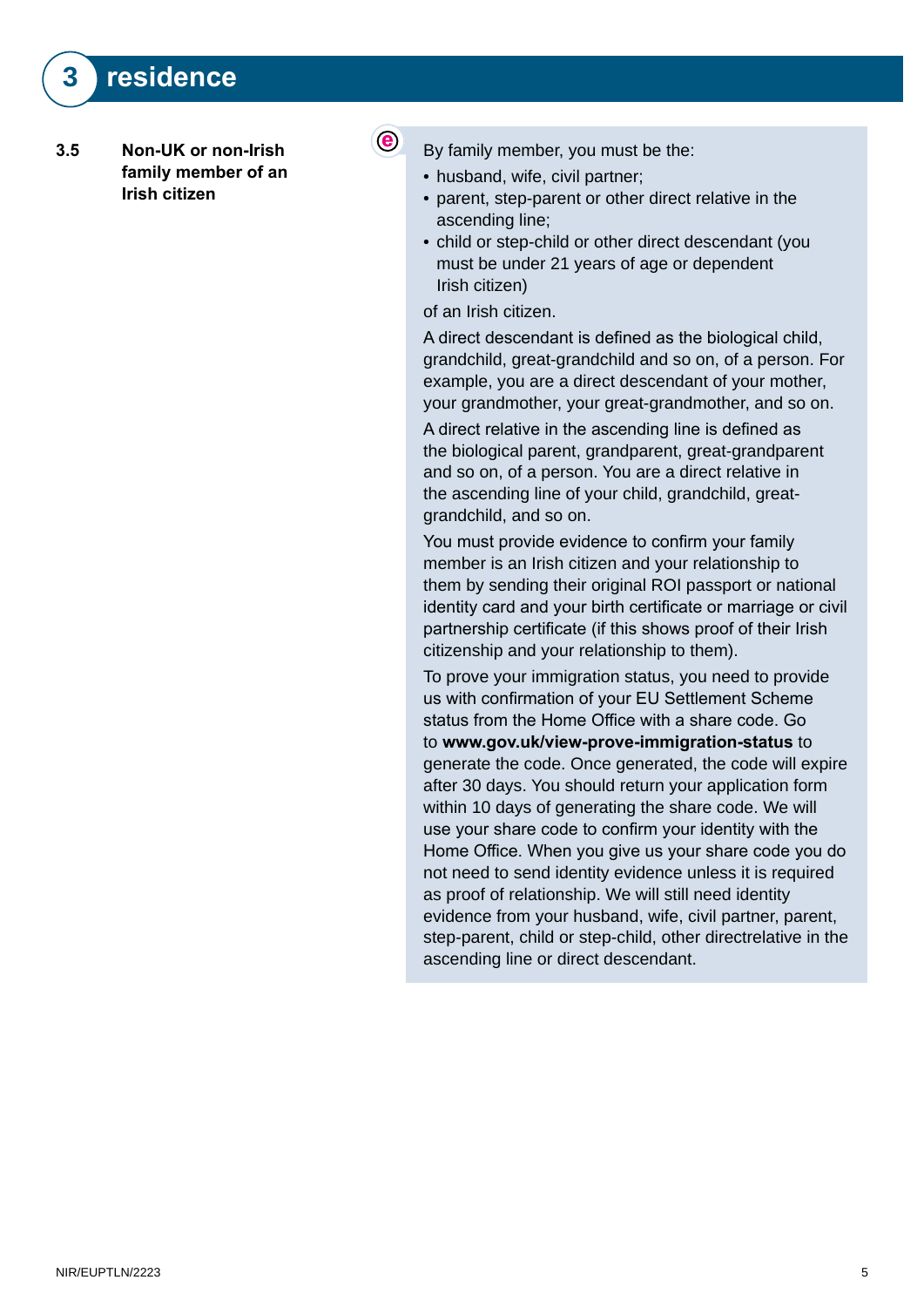## 3 residence

### 3.5 Non-UK or non-Irish family member of an Irish citizen

By family member, you must be the:

- husband, wife, civil partner;
- parent, step-parent or other direct relative in the ascending line;
- child or step-child or other direct descendant (you must be under 21 years of age or dependent Irish citizen)

of an Irish citizen.

A direct descendant is defined as the biological child, grandchild, great-grandchild and so on, of a person. For example, you are a direct descendant of your mother, your grandmother, your great-grandmother, and so on.

A direct relative in the ascending line is defined as the biological parent, grandparent, great-grandparent and so on, of a person. You are a direct relative in the ascending line of your child, grandchild, great-grandchild, and so on.

You must provide evidence to confirm your family member is an Irish citizen and your relationship to them by sending their original ROI passport or national identity card and your birth certificate or marriage or civil partnership certificate (if this shows proof of their Irish citizenship and your relationship to them).

To prove your immigration status, you need to provide us with confirmation of your EU Settlement Scheme status from the Home Office with a share code. Go to **www.gov.uk/view-prove-immigration-status** to generate the code. Once generated, the code will expire after 30 days. You should return your application form within 10 days of generating the share code. We will use your share code to confirm your identity with the Home Office. When you give us your share code you do not need to send identity evidence unless it is required as proof of relationship. We will still need identity evidence from your husband, wife, civil partner, parent, step-parent, child or step-child, other directrelative in the ascending line or direct descendant.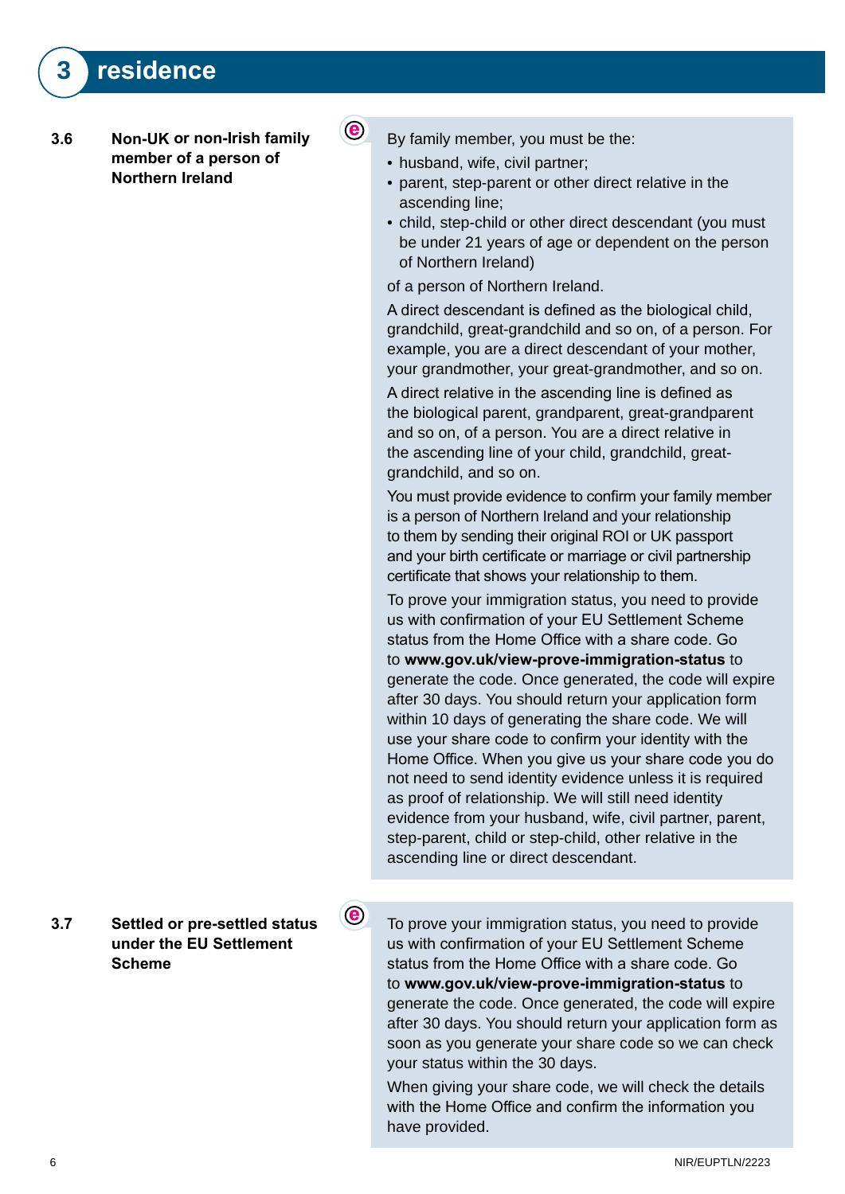# 3 residence

### 3.6 Non-UK or non-Irish family member of a person of Northern Ireland

By family member, you must be the:

- husband, wife, civil partner;
- parent, step-parent or other direct relative in the ascending line;
- child, step-child or other direct descendant (you must be under 21 years of age or dependent on the person of Northern Ireland)

of a person of Northern Ireland.

A direct descendant is defined as the biological child, grandchild, great-grandchild and so on, of a person. For example, you are a direct descendant of your mother, your grandmother, your great-grandmother, and so on.

A direct relative in the ascending line is defined as the biological parent, grandparent, great-grandparent and so on, of a person. You are a direct relative in the ascending line of your child, grandchild, great-grandchild, and so on.

You must provide evidence to confirm your family member is a person of Northern Ireland and your relationship to them by sending their original ROI or UK passport and your birth certificate or marriage or civil partnership certificate that shows your relationship to them.

To prove your immigration status, you need to provide us with confirmation of your EU Settlement Scheme status from the Home Office with a share code. Go to **www.gov.uk/view-prove-immigration-status** to generate the code. Once generated, the code will expire after 30 days. You should return your application form within 10 days of generating the share code. We will use your share code to confirm your identity with the Home Office. When you give us your share code you do not need to send identity evidence unless it is required as proof of relationship. We will still need identity evidence from your husband, wife, civil partner, parent, step-parent, child or step-child, other relative in the ascending line or direct descendant.

### 3.7 Settled or pre-settled status under the EU Settlement Scheme

To prove your immigration status, you need to provide us with confirmation of your EU Settlement Scheme status from the Home Office with a share code. Go to **www.gov.uk/view-prove-immigration-status** to generate the code. Once generated, the code will expire after 30 days. You should return your application form as soon as you generate your share code so we can check your status within the 30 days.

When giving your share code, we will check the details with the Home Office and confirm the information you have provided.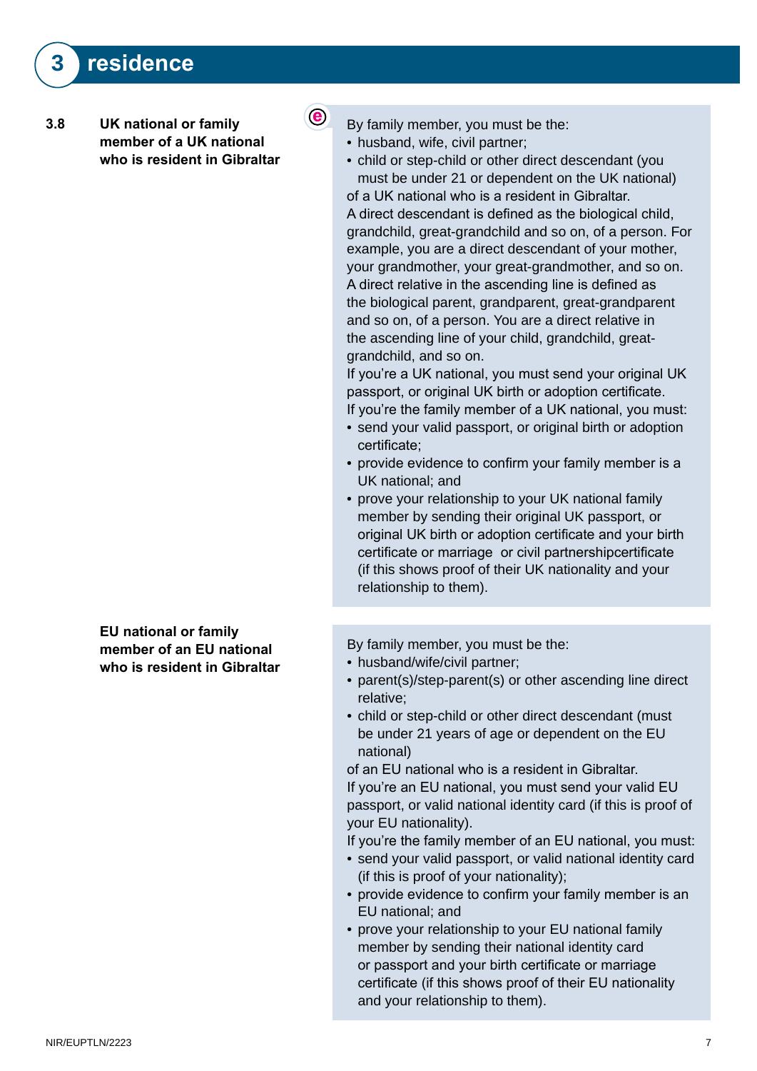# 3 residence

**3.8 UK national or family member of a UK national who is resident in Gibraltar**

By family member, you must be the:

- husband, wife, civil partner;
- child or step-child or other direct descendant (you must be under 21 or dependent on the UK national)

of a UK national who is a resident in Gibraltar.

A direct descendant is defined as the biological child, grandchild, great-grandchild and so on, of a person. For example, you are a direct descendant of your mother, your grandmother, your great-grandmother, and so on.

A direct relative in the ascending line is defined as the biological parent, grandparent, great-grandparent and so on, of a person. You are a direct relative in the ascending line of your child, grandchild, great-grandchild, and so on.

If you're a UK national, you must send your original UK passport, or original UK birth or adoption certificate.

If you're the family member of a UK national, you must:

- send your valid passport, or original birth or adoption certificate;
- provide evidence to confirm your family member is a UK national; and
- prove your relationship to your UK national family member by sending their original UK passport, or original UK birth or adoption certificate and your birth certificate or marriage  or civil partnershipcertificate (if this shows proof of their UK nationality and your relationship to them).

**EU national or family member of an EU national who is resident in Gibraltar**

By family member, you must be the:

- husband/wife/civil partner;
- parent(s)/step-parent(s) or other ascending line direct relative;
- child or step-child or other direct descendant (must be under 21 years of age or dependent on the EU national)

of an EU national who is a resident in Gibraltar.

If you're an EU national, you must send your valid EU passport, or valid national identity card (if this is proof of your EU nationality).

If you're the family member of an EU national, you must:

- send your valid passport, or valid national identity card (if this is proof of your nationality);
- provide evidence to confirm your family member is an EU national; and
- prove your relationship to your EU national family member by sending their national identity card or passport and your birth certificate or marriage certificate (if this shows proof of their EU nationality and your relationship to them).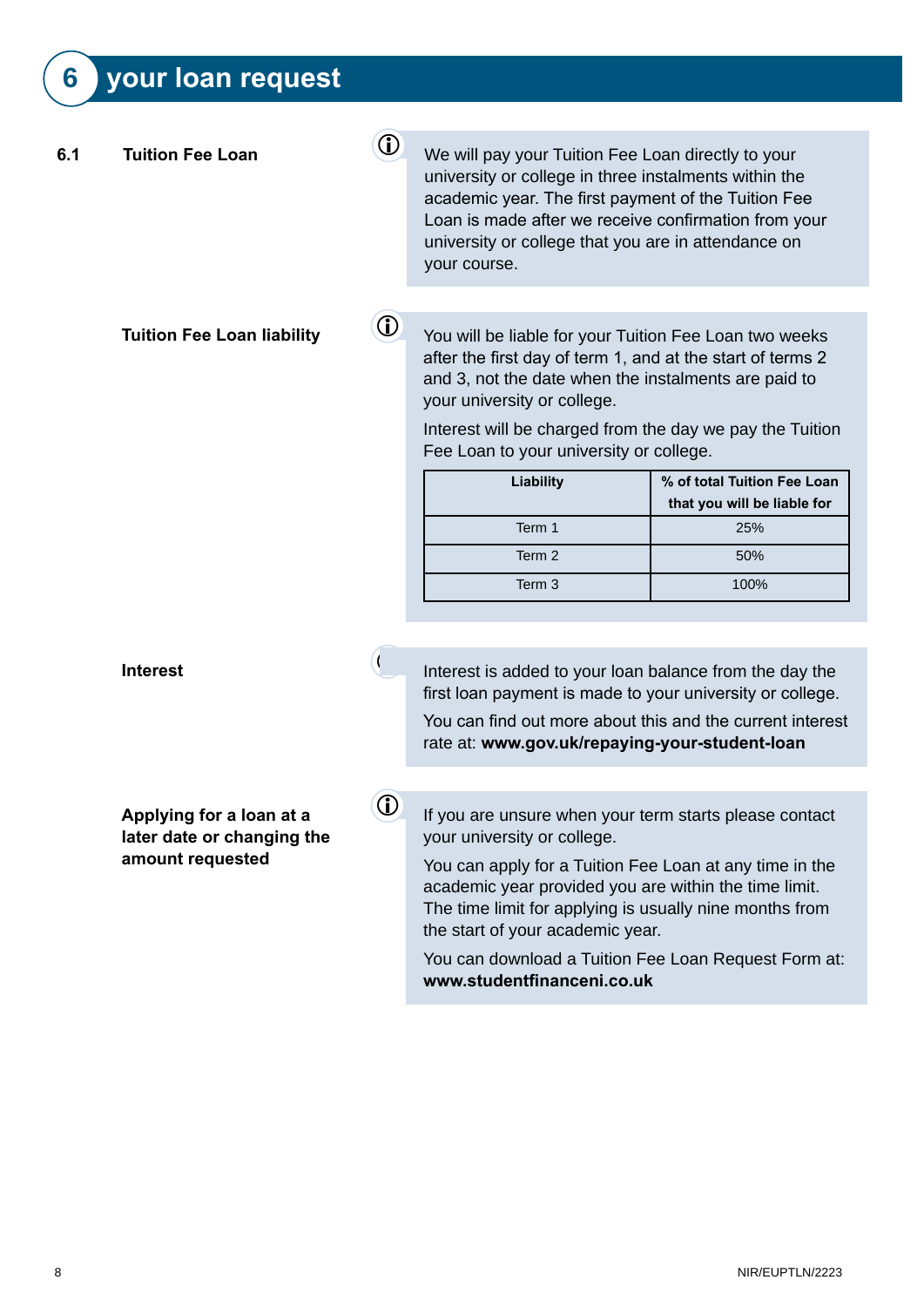# 6 your loan request

## 6.1 Tuition Fee Loan

We will pay your Tuition Fee Loan directly to your university or college in three instalments within the academic year. The first payment of the Tuition Fee Loan is made after we receive confirmation from your university or college that you are in attendance on your course.

### Tuition Fee Loan liability

You will be liable for your Tuition Fee Loan two weeks after the first day of term 1, and at the start of terms 2 and 3, not the date when the instalments are paid to your university or college.

Interest will be charged from the day we pay the Tuition Fee Loan to your university or college.

| Liability | % of total Tuition Fee Loan that you will be liable for |
|---|---|
| Term 1 | 25% |
| Term 2 | 50% |
| Term 3 | 100% |

### Interest

Interest is added to your loan balance from the day the first loan payment is made to your university or college.

You can find out more about this and the current interest rate at: **www.gov.uk/repaying-your-student-loan**

### Applying for a loan at a later date or changing the amount requested

If you are unsure when your term starts please contact your university or college.

You can apply for a Tuition Fee Loan at any time in the academic year provided you are within the time limit. The time limit for applying is usually nine months from the start of your academic year.

You can download a Tuition Fee Loan Request Form at: **www.studentfinanceni.co.uk**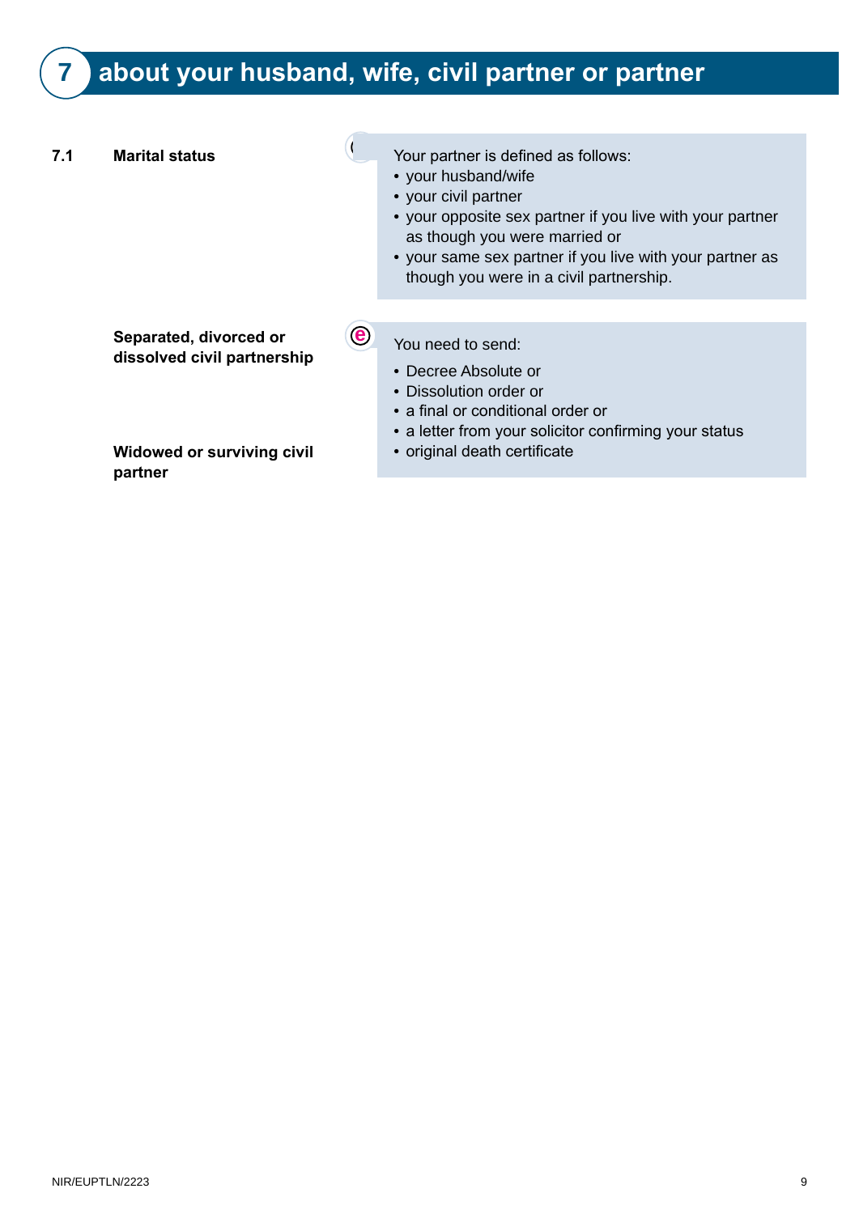# 7 about your husband, wife, civil partner or partner

**7.1 Marital status**

Your partner is defined as follows:

- your husband/wife
- your civil partner
- your opposite sex partner if you live with your partner as though you were married or
- your same sex partner if you live with your partner as though you were in a civil partnership.

**Separated, divorced or dissolved civil partnership**

**Widowed or surviving civil partner**

You need to send:

- Decree Absolute or
- Dissolution order or
- a final or conditional order or
- a letter from your solicitor confirming your status
- original death certificate

NIR/EUPTLN/2223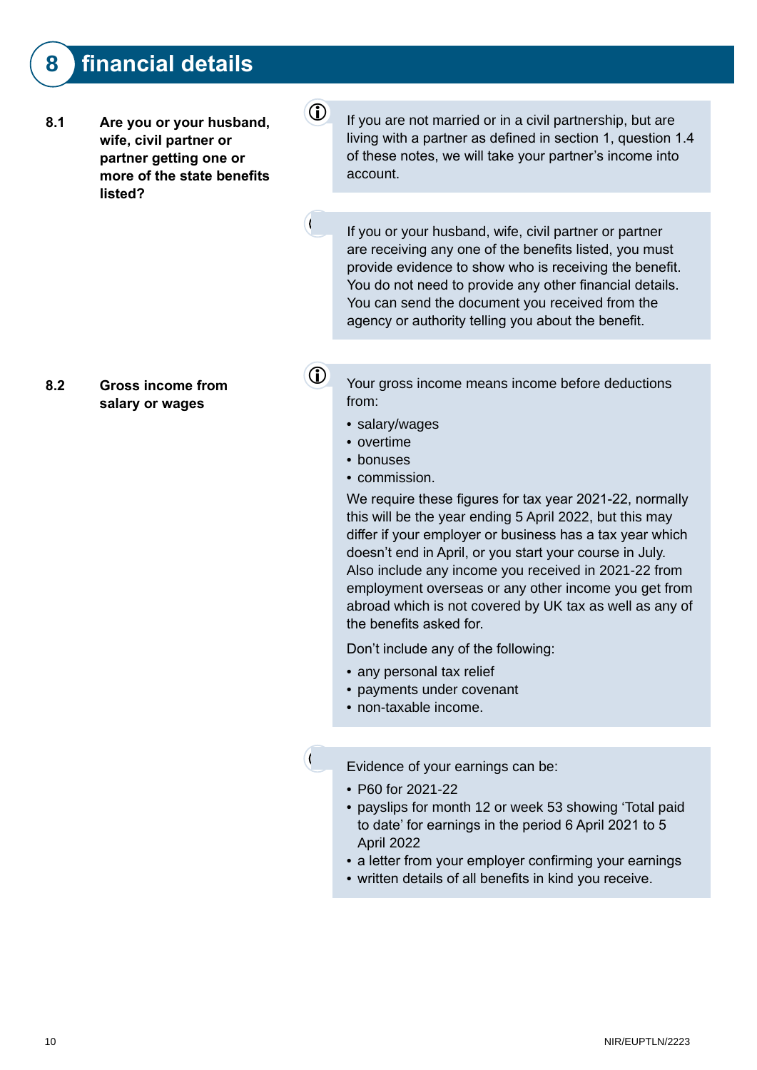# 8 financial details

**8.1 Are you or your husband, wife, civil partner or partner getting one or more of the state benefits listed?**

If you are not married or in a civil partnership, but are living with a partner as defined in section 1, question 1.4 of these notes, we will take your partner's income into account.

If you or your husband, wife, civil partner or partner are receiving any one of the benefits listed, you must provide evidence to show who is receiving the benefit. You do not need to provide any other financial details. You can send the document you received from the agency or authority telling you about the benefit.

**8.2 Gross income from salary or wages**

Your gross income means income before deductions from:

- salary/wages
- overtime
- bonuses
- commission.

We require these figures for tax year 2021-22, normally this will be the year ending 5 April 2022, but this may differ if your employer or business has a tax year which doesn't end in April, or you start your course in July. Also include any income you received in 2021-22 from employment overseas or any other income you get from abroad which is not covered by UK tax as well as any of the benefits asked for.

Don't include any of the following:

- any personal tax relief
- payments under covenant
- non-taxable income.

Evidence of your earnings can be:

- P60 for 2021-22
- payslips for month 12 or week 53 showing 'Total paid to date' for earnings in the period 6 April 2021 to 5 April 2022
- a letter from your employer confirming your earnings
- written details of all benefits in kind you receive.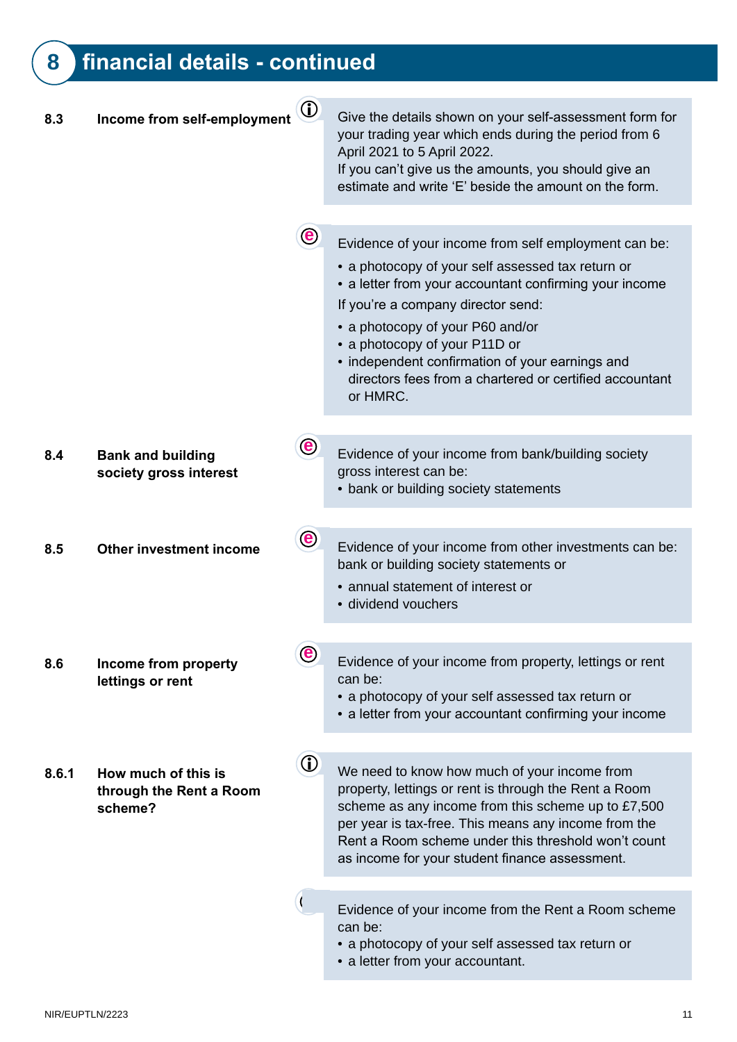## 8 financial details - continued

**8.3 Income from self-employment**

Give the details shown on your self-assessment form for your trading year which ends during the period from 6 April 2021 to 5 April 2022.
If you can't give us the amounts, you should give an estimate and write 'E' beside the amount on the form.

Evidence of your income from self employment can be:

- a photocopy of your self assessed tax return or
- a letter from your accountant confirming your income

If you're a company director send:

- a photocopy of your P60 and/or
- a photocopy of your P11D or
- independent confirmation of your earnings and directors fees from a chartered or certified accountant or HMRC.

**8.4 Bank and building society gross interest**

Evidence of your income from bank/building society gross interest can be:

- bank or building society statements

**8.5 Other investment income**

Evidence of your income from other investments can be: bank or building society statements or

- annual statement of interest or
- dividend vouchers

**8.6 Income from property lettings or rent**

Evidence of your income from property, lettings or rent can be:

- a photocopy of your self assessed tax return or
- a letter from your accountant confirming your income

**8.6.1 How much of this is through the Rent a Room scheme?**

We need to know how much of your income from property, lettings or rent is through the Rent a Room scheme as any income from this scheme up to £7,500 per year is tax-free. This means any income from the Rent a Room scheme under this threshold won't count as income for your student finance assessment.

Evidence of your income from the Rent a Room scheme can be:

- a photocopy of your self assessed tax return or
- a letter from your accountant.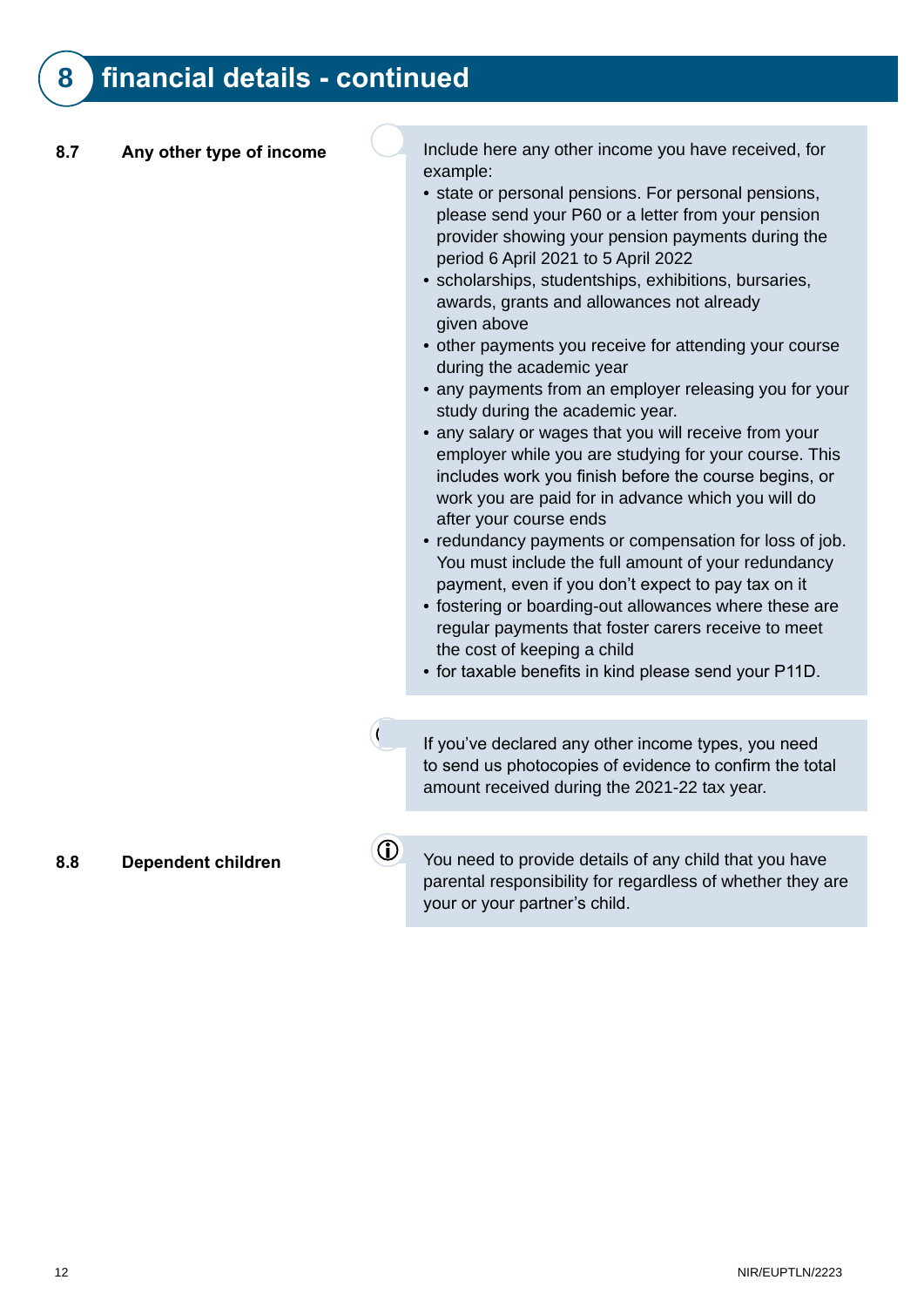## 8 financial details - continued

### 8.7 Any other type of income

Include here any other income you have received, for example:

- state or personal pensions. For personal pensions, please send your P60 or a letter from your pension provider showing your pension payments during the period 6 April 2021 to 5 April 2022
- scholarships, studentships, exhibitions, bursaries, awards, grants and allowances not already given above
- other payments you receive for attending your course during the academic year
- any payments from an employer releasing you for your study during the academic year.
- any salary or wages that you will receive from your employer while you are studying for your course. This includes work you finish before the course begins, or work you are paid for in advance which you will do after your course ends
- redundancy payments or compensation for loss of job. You must include the full amount of your redundancy payment, even if you don't expect to pay tax on it
- fostering or boarding-out allowances where these are regular payments that foster carers receive to meet the cost of keeping a child
- for taxable benefits in kind please send your P11D.

If you've declared any other income types, you need to send us photocopies of evidence to confirm the total amount received during the 2021-22 tax year.

### 8.8 Dependent children

You need to provide details of any child that you have parental responsibility for regardless of whether they are your or your partner's child.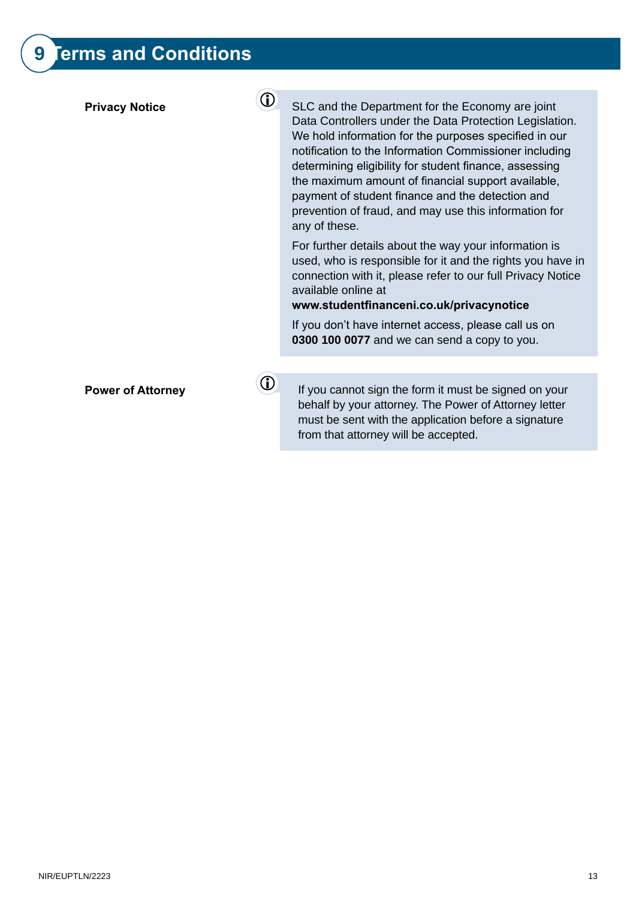# 9 Terms and Conditions

**Privacy Notice**

SLC and the Department for the Economy are joint Data Controllers under the Data Protection Legislation. We hold information for the purposes specified in our notification to the Information Commissioner including determining eligibility for student finance, assessing the maximum amount of financial support available, payment of student finance and the detection and prevention of fraud, and may use this information for any of these.

For further details about the way your information is used, who is responsible for it and the rights you have in connection with it, please refer to our full Privacy Notice available online at **www.studentfinanceni.co.uk/privacynotice**

If you don't have internet access, please call us on **0300 100 0077** and we can send a copy to you.

**Power of Attorney**

If you cannot sign the form it must be signed on your behalf by your attorney. The Power of Attorney letter must be sent with the application before a signature from that attorney will be accepted.

NIR/EUPTLN/2223